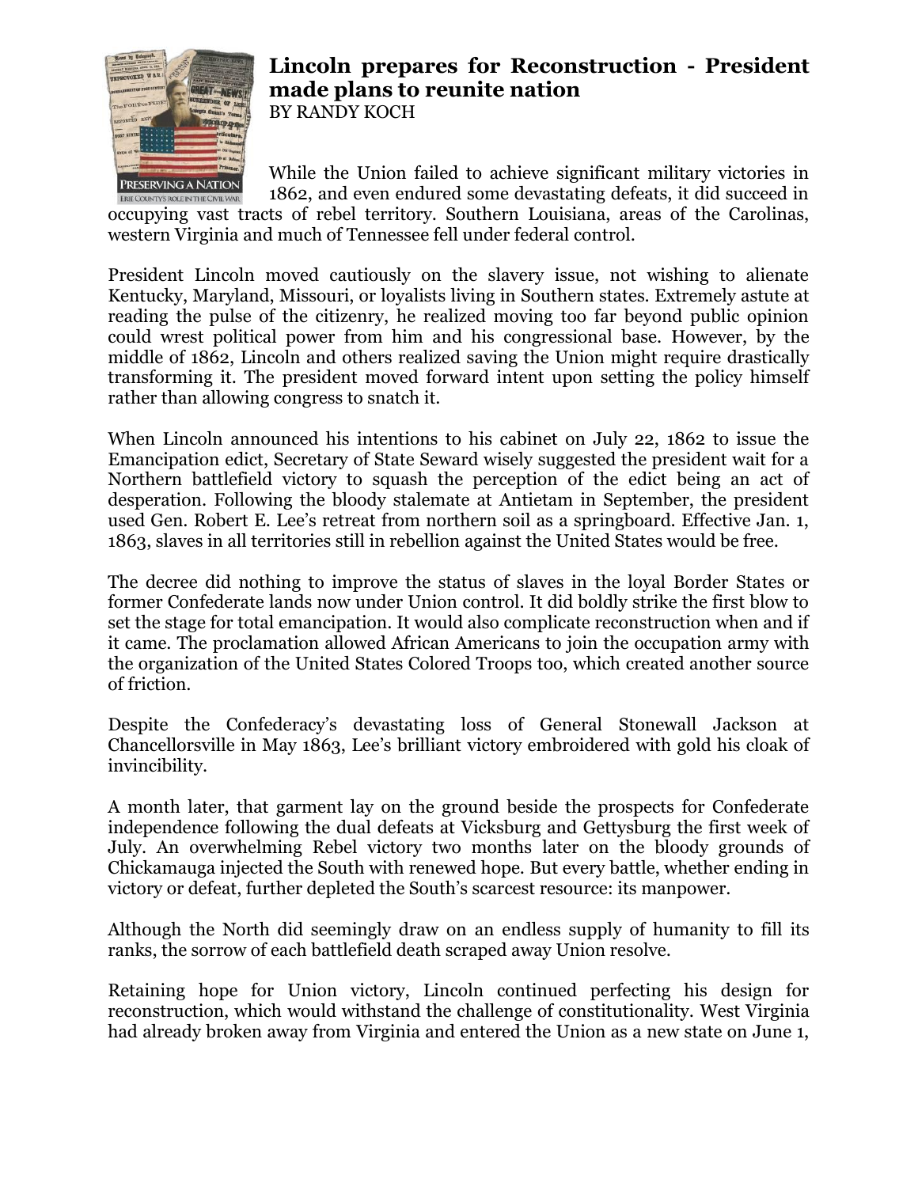# Lincoln prepares for Reconstruction - President made plans to reunite nation

BY RANDY KOCH

While the Union failed to achieve significant military victories in 1862, and even endured some devastating defeats, it did succeed in occupying vast tracts of rebel territory. Southern Louisiana, areas of the Carolinas, western Virginia and much of Tennessee fell under federal control.

President Lincoln moved cautiously on the slavery issue, not wishing to alienate Kentucky, Maryland, Missouri, or loyalists living in Southern states. Extremely astute at reading the pulse of the citizenry, he realized moving too far beyond public opinion could wrest political power from him and his congressional base. However, by the middle of 1862, Lincoln and others realized saving the Union might require drastically transforming it. The president moved forward intent upon setting the policy himself rather than allowing congress to snatch it.

When Lincoln announced his intentions to his cabinet on July 22, 1862 to issue the Emancipation edict, Secretary of State Seward wisely suggested the president wait for a Northern battlefield victory to squash the perception of the edict being an act of desperation. Following the bloody stalemate at Antietam in September, the president used Gen. Robert E. Lee's retreat from northern soil as a springboard. Effective Jan. 1, 1863, slaves in all territories still in rebellion against the United States would be free.

The decree did nothing to improve the status of slaves in the loyal Border States or former Confederate lands now under Union control. It did boldly strike the first blow to set the stage for total emancipation. It would also complicate reconstruction when and if it came. The proclamation allowed African Americans to join the occupation army with the organization of the United States Colored Troops too, which created another source of friction.

Despite the Confederacy's devastating loss of General Stonewall Jackson at Chancellorsville in May 1863, Lee's brilliant victory embroidered with gold his cloak of invincibility.

A month later, that garment lay on the ground beside the prospects for Confederate independence following the dual defeats at Vicksburg and Gettysburg the first week of July. An overwhelming Rebel victory two months later on the bloody grounds of Chickamauga injected the South with renewed hope. But every battle, whether ending in victory or defeat, further depleted the South's scarcest resource: its manpower.

Although the North did seemingly draw on an endless supply of humanity to fill its ranks, the sorrow of each battlefield death scraped away Union resolve.

Retaining hope for Union victory, Lincoln continued perfecting his design for reconstruction, which would withstand the challenge of constitutionality. West Virginia had already broken away from Virginia and entered the Union as a new state on June 1,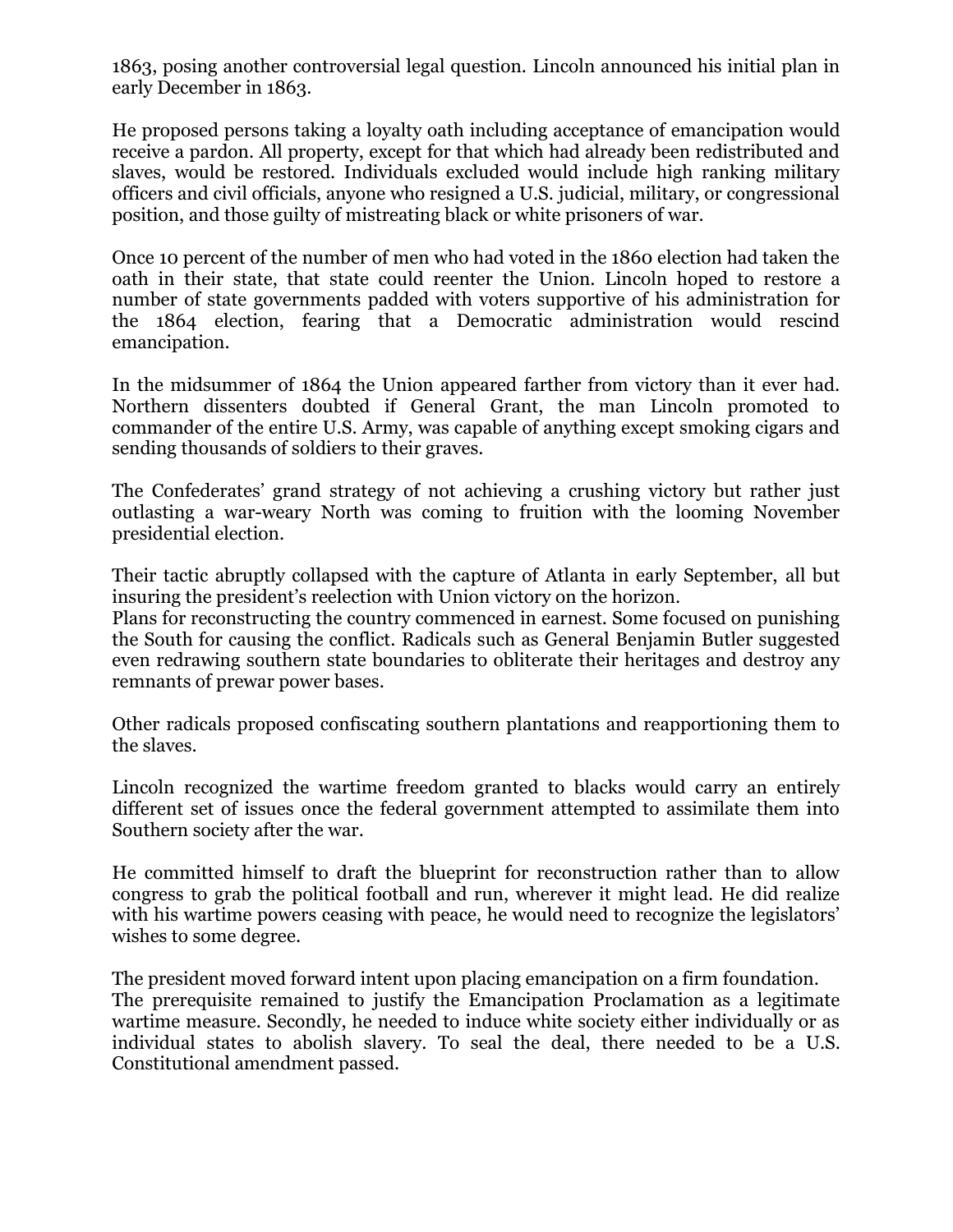1863, posing another controversial legal question. Lincoln announced his initial plan in early December in 1863.

He proposed persons taking a loyalty oath including acceptance of emancipation would receive a pardon. All property, except for that which had already been redistributed and slaves, would be restored. Individuals excluded would include high ranking military officers and civil officials, anyone who resigned a U.S. judicial, military, or congressional position, and those guilty of mistreating black or white prisoners of war.

Once 10 percent of the number of men who had voted in the 1860 election had taken the oath in their state, that state could reenter the Union. Lincoln hoped to restore a number of state governments padded with voters supportive of his administration for the 1864 election, fearing that a Democratic administration would rescind emancipation.

In the midsummer of 1864 the Union appeared farther from victory than it ever had. Northern dissenters doubted if General Grant, the man Lincoln promoted to commander of the entire U.S. Army, was capable of anything except smoking cigars and sending thousands of soldiers to their graves.

The Confederates' grand strategy of not achieving a crushing victory but rather just outlasting a war-weary North was coming to fruition with the looming November presidential election.

Their tactic abruptly collapsed with the capture of Atlanta in early September, all but insuring the president's reelection with Union victory on the horizon.

Plans for reconstructing the country commenced in earnest. Some focused on punishing the South for causing the conflict. Radicals such as General Benjamin Butler suggested even redrawing southern state boundaries to obliterate their heritages and destroy any remnants of prewar power bases.

Other radicals proposed confiscating southern plantations and reapportioning them to the slaves.

Lincoln recognized the wartime freedom granted to blacks would carry an entirely different set of issues once the federal government attempted to assimilate them into Southern society after the war.

He committed himself to draft the blueprint for reconstruction rather than to allow congress to grab the political football and run, wherever it might lead. He did realize with his wartime powers ceasing with peace, he would need to recognize the legislators' wishes to some degree.

The president moved forward intent upon placing emancipation on a firm foundation.

The prerequisite remained to justify the Emancipation Proclamation as a legitimate wartime measure. Secondly, he needed to induce white society either individually or as individual states to abolish slavery. To seal the deal, there needed to be a U.S. Constitutional amendment passed.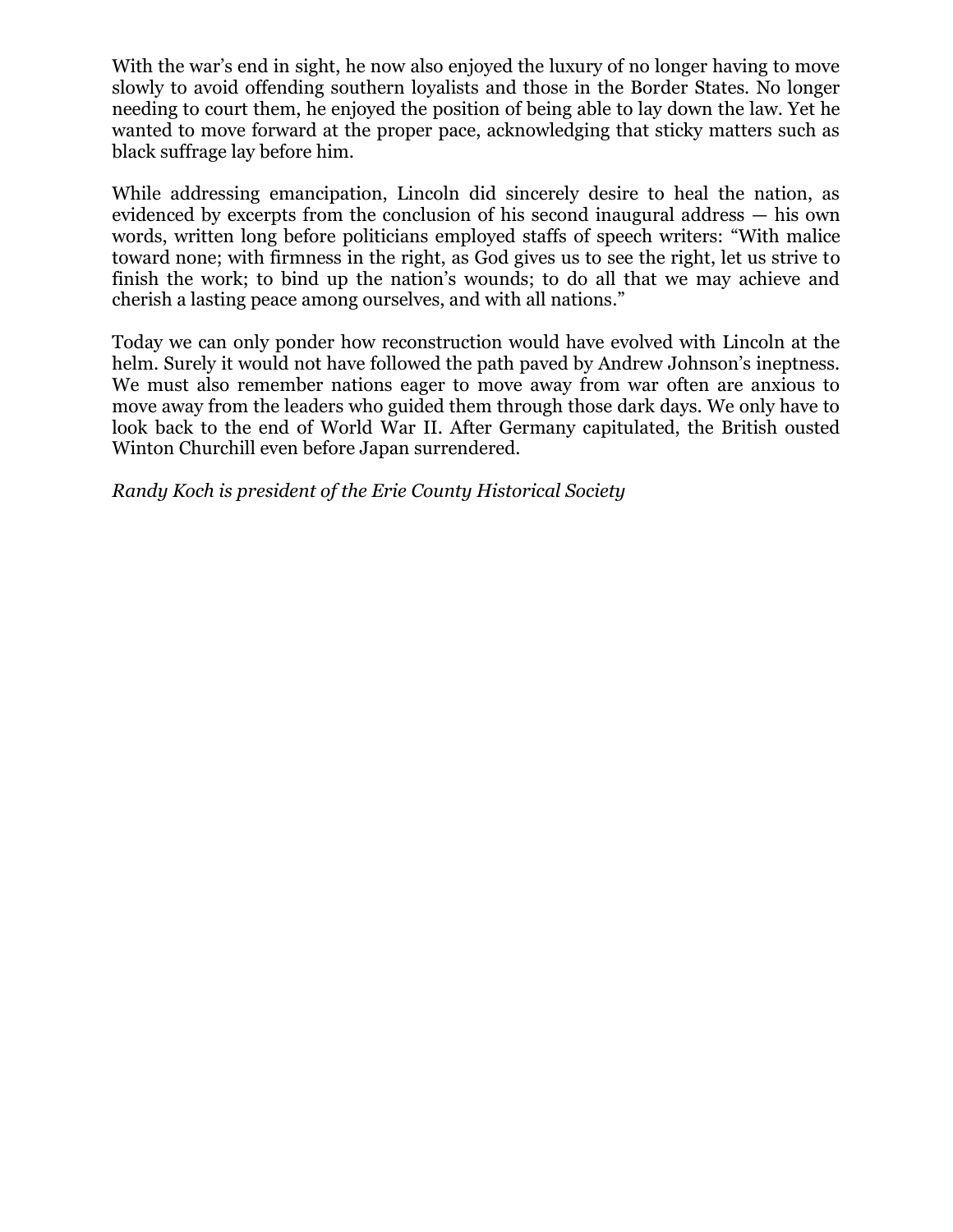With the war's end in sight, he now also enjoyed the luxury of no longer having to move slowly to avoid offending southern loyalists and those in the Border States. No longer needing to court them, he enjoyed the position of being able to lay down the law. Yet he wanted to move forward at the proper pace, acknowledging that sticky matters such as black suffrage lay before him.

While addressing emancipation, Lincoln did sincerely desire to heal the nation, as evidenced by excerpts from the conclusion of his second inaugural address — his own words, written long before politicians employed staffs of speech writers: "With malice toward none; with firmness in the right, as God gives us to see the right, let us strive to finish the work; to bind up the nation's wounds; to do all that we may achieve and cherish a lasting peace among ourselves, and with all nations."

Today we can only ponder how reconstruction would have evolved with Lincoln at the helm. Surely it would not have followed the path paved by Andrew Johnson's ineptness. We must also remember nations eager to move away from war often are anxious to move away from the leaders who guided them through those dark days. We only have to look back to the end of World War II. After Germany capitulated, the British ousted Winton Churchill even before Japan surrendered.

*Randy Koch is president of the Erie County Historical Society*